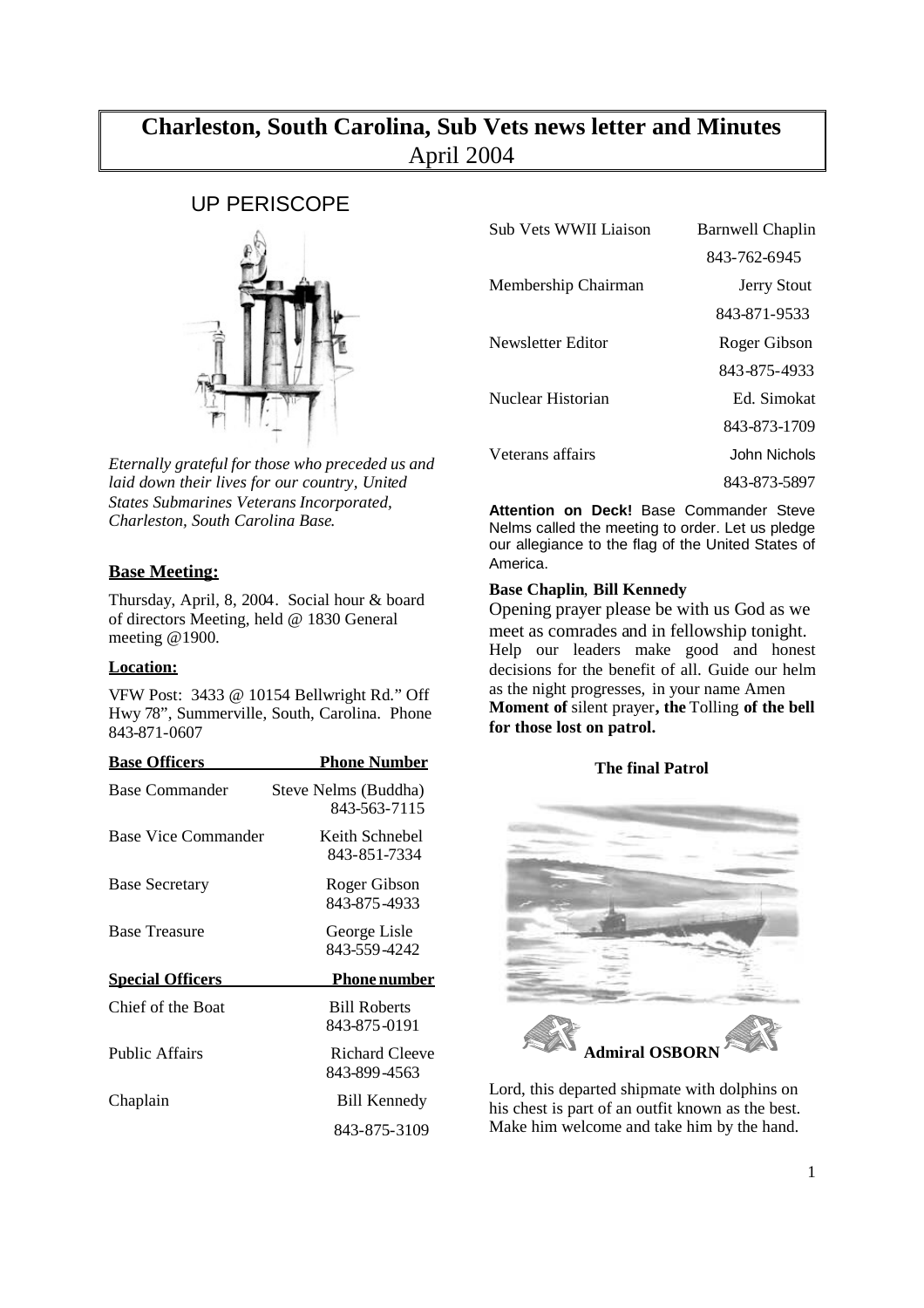# Charleston, South Carolina, Sub Vets news letter and Minutes
April 2004

## UP PERISCOPE

*Eternally grateful for those who preceded us and laid down their lives for our country, United States Submarines Veterans Incorporated, Charleston, South Carolina Base.*

**Base Meeting:**

Thursday, April, 8, 2004. Social hour & board of directors Meeting, held @ 1830 General meeting @1900.

**Location:**

VFW Post: 3433 @ 10154 Bellwright Rd." Off Hwy 78", Summerville, South, Carolina. Phone 843-871-0607

| Base Officers | Phone Number |
|---|---|
| Base Commander | Steve Nelms (Buddha) 843-563-7115 |
| Base Vice Commander | Keith Schnebel 843-851-7334 |
| Base Secretary | Roger Gibson 843-875-4933 |
| Base Treasure | George Lisle 843-559-4242 |

| Special Officers | Phone number |
|---|---|
| Chief of the Boat | Bill Roberts 843-875-0191 |
| Public Affairs | Richard Cleeve 843-899-4563 |
| Chaplain | Bill Kennedy 843-875-3109 |
| Sub Vets WWII Liaison | Barnwell Chaplin 843-762-6945 |
| Membership Chairman | Jerry Stout 843-871-9533 |
| Newsletter Editor | Roger Gibson 843-875-4933 |
| Nuclear Historian | Ed. Simokat 843-873-1709 |
| Veterans affairs | John Nichols 843-873-5897 |

**Attention on Deck!** Base Commander Steve Nelms called the meeting to order. Let us pledge our allegiance to the flag of the United States of America.

**Base Chaplin**, **Bill Kennedy**

Opening prayer please be with us God as we meet as comrades and in fellowship tonight. Help our leaders make good and honest decisions for the benefit of all. Guide our helm as the night progresses, in your name Amen **Moment of** silent prayer**, the** Tolling **of the bell for those lost on patrol.**

**The final Patrol**

**Admiral OSBORN**

Lord, this departed shipmate with dolphins on his chest is part of an outfit known as the best. Make him welcome and take him by the hand.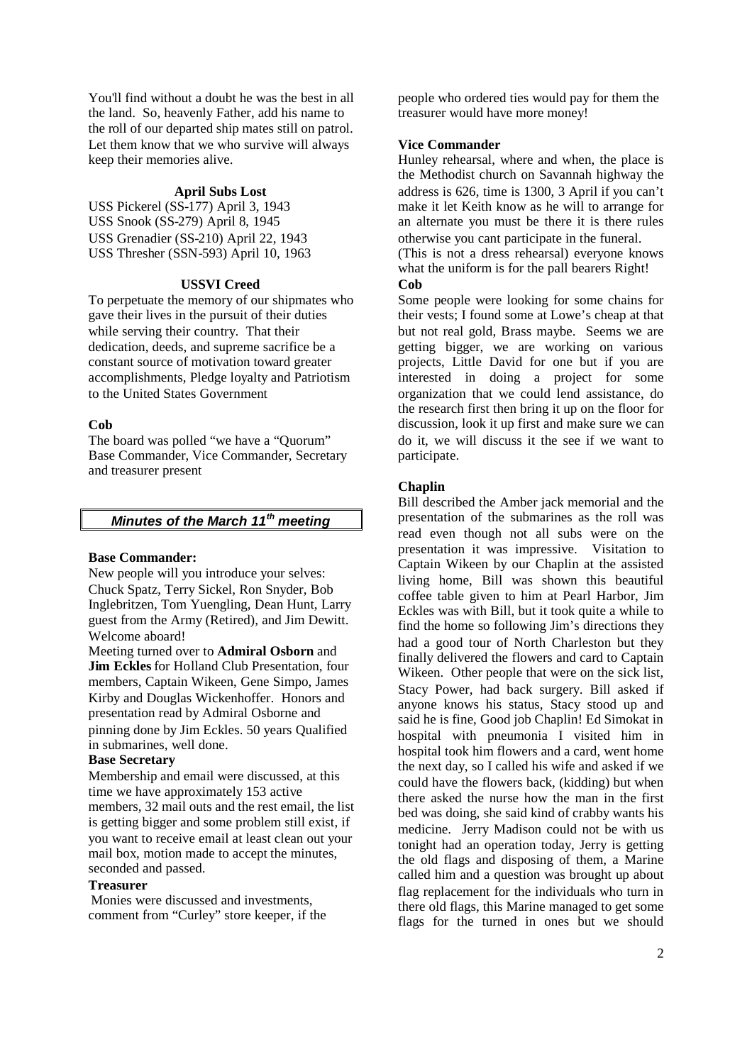You'll find without a doubt he was the best in all the land. So, heavenly Father, add his name to the roll of our departed ship mates still on patrol. Let them know that we who survive will always keep their memories alive.

**April Subs Lost**

USS Pickerel (SS-177) April 3, 1943
USS Snook (SS-279) April 8, 1945
USS Grenadier (SS-210) April 22, 1943
USS Thresher (SSN-593) April 10, 1963

**USSVI Creed**

To perpetuate the memory of our shipmates who gave their lives in the pursuit of their duties while serving their country. That their dedication, deeds, and supreme sacrifice be a constant source of motivation toward greater accomplishments, Pledge loyalty and Patriotism to the United States Government

**Cob**

The board was polled "we have a "Quorum" Base Commander, Vice Commander, Secretary and treasurer present

## *Minutes of the March 11th meeting*

**Base Commander:**

New people will you introduce your selves: Chuck Spatz, Terry Sickel, Ron Snyder, Bob Inglebritzen, Tom Yuengling, Dean Hunt, Larry guest from the Army (Retired), and Jim Dewitt. Welcome aboard!

Meeting turned over to **Admiral Osborn** and **Jim Eckles** for Holland Club Presentation, four members, Captain Wikeen, Gene Simpo, James Kirby and Douglas Wickenhoffer. Honors and presentation read by Admiral Osborne and pinning done by Jim Eckles. 50 years Qualified in submarines, well done.

**Base Secretary**

Membership and email were discussed, at this time we have approximately 153 active members, 32 mail outs and the rest email, the list is getting bigger and some problem still exist, if you want to receive email at least clean out your mail box, motion made to accept the minutes, seconded and passed.

**Treasurer**

Monies were discussed and investments, comment from "Curley" store keeper, if the people who ordered ties would pay for them the treasurer would have more money!

**Vice Commander**

Hunley rehearsal, where and when, the place is the Methodist church on Savannah highway the address is 626, time is 1300, 3 April if you can't make it let Keith know as he will to arrange for an alternate you must be there it is there rules otherwise you cant participate in the funeral. (This is not a dress rehearsal) everyone knows what the uniform is for the pall bearers Right!

**Cob**

Some people were looking for some chains for their vests; I found some at Lowe's cheap at that but not real gold, Brass maybe. Seems we are getting bigger, we are working on various projects, Little David for one but if you are interested in doing a project for some organization that we could lend assistance, do the research first then bring it up on the floor for discussion, look it up first and make sure we can do it, we will discuss it the see if we want to participate.

**Chaplin**

Bill described the Amber jack memorial and the presentation of the submarines as the roll was read even though not all subs were on the presentation it was impressive. Visitation to Captain Wikeen by our Chaplin at the assisted living home, Bill was shown this beautiful coffee table given to him at Pearl Harbor, Jim Eckles was with Bill, but it took quite a while to find the home so following Jim's directions they had a good tour of North Charleston but they finally delivered the flowers and card to Captain Wikeen. Other people that were on the sick list, Stacy Power, had back surgery. Bill asked if anyone knows his status, Stacy stood up and said he is fine, Good job Chaplin! Ed Simokat in hospital with pneumonia I visited him in hospital took him flowers and a card, went home the next day, so I called his wife and asked if we could have the flowers back, (kidding) but when there asked the nurse how the man in the first bed was doing, she said kind of crabby wants his medicine. Jerry Madison could not be with us tonight had an operation today, Jerry is getting the old flags and disposing of them, a Marine called him and a question was brought up about flag replacement for the individuals who turn in there old flags, this Marine managed to get some flags for the turned in ones but we should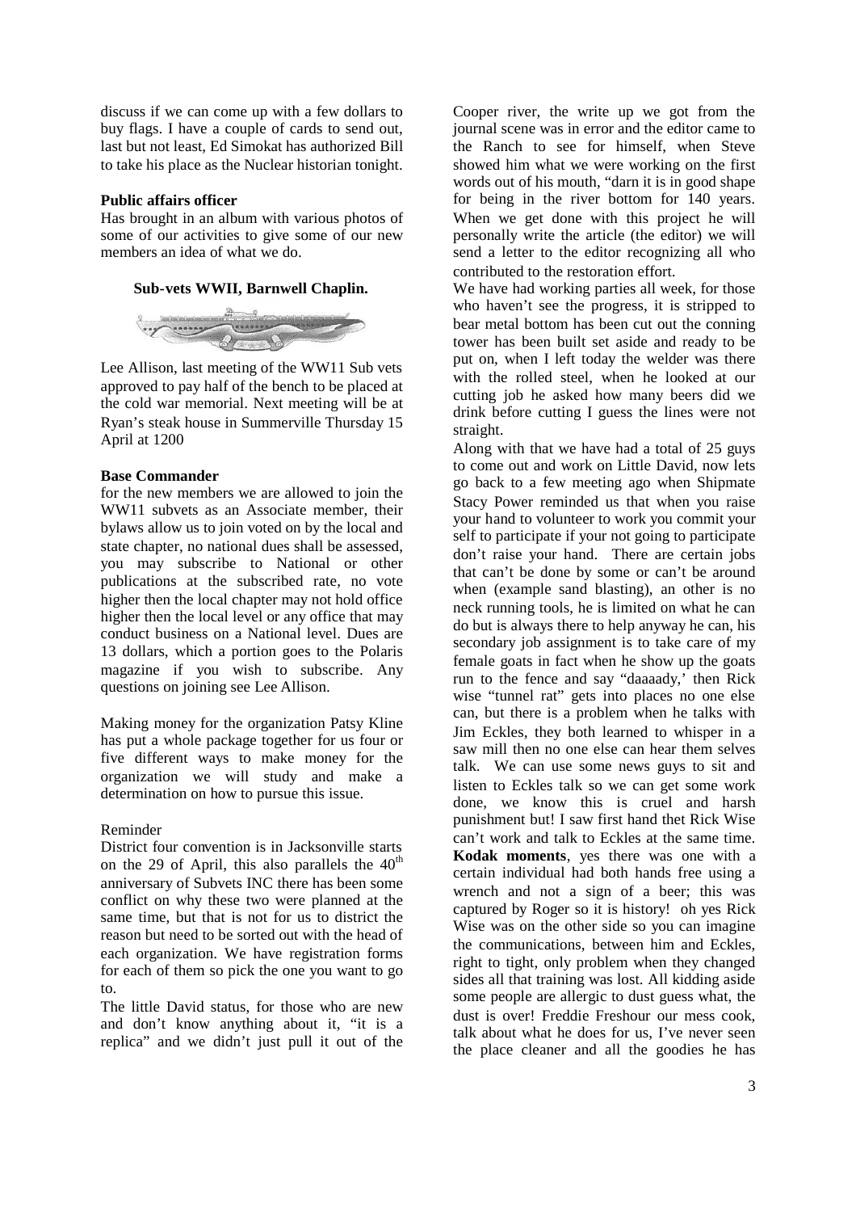discuss if we can come up with a few dollars to buy flags. I have a couple of cards to send out, last but not least, Ed Simokat has authorized Bill to take his place as the Nuclear historian tonight.

**Public affairs officer**

Has brought in an album with various photos of some of our activities to give some of our new members an idea of what we do.

**Sub-vets WWII, Barnwell Chaplin.**

Lee Allison, last meeting of the WW11 Sub vets approved to pay half of the bench to be placed at the cold war memorial. Next meeting will be at Ryan's steak house in Summerville Thursday 15 April at 1200

**Base Commander**

for the new members we are allowed to join the WW11 subvets as an Associate member, their bylaws allow us to join voted on by the local and state chapter, no national dues shall be assessed, you may subscribe to National or other publications at the subscribed rate, no vote higher then the local chapter may not hold office higher then the local level or any office that may conduct business on a National level. Dues are 13 dollars, which a portion goes to the Polaris magazine if you wish to subscribe. Any questions on joining see Lee Allison.

Making money for the organization Patsy Kline has put a whole package together for us four or five different ways to make money for the organization we will study and make a determination on how to pursue this issue.

Reminder

District four convention is in Jacksonville starts on the 29 of April, this also parallels the 40th anniversary of Subvets INC there has been some conflict on why these two were planned at the same time, but that is not for us to district the reason but need to be sorted out with the head of each organization. We have registration forms for each of them so pick the one you want to go to.

The little David status, for those who are new and don't know anything about it, "it is a replica" and we didn't just pull it out of the Cooper river, the write up we got from the journal scene was in error and the editor came to the Ranch to see for himself, when Steve showed him what we were working on the first words out of his mouth, "darn it is in good shape for being in the river bottom for 140 years. When we get done with this project he will personally write the article (the editor) we will send a letter to the editor recognizing all who contributed to the restoration effort.

We have had working parties all week, for those who haven't see the progress, it is stripped to bear metal bottom has been cut out the conning tower has been built set aside and ready to be put on, when I left today the welder was there with the rolled steel, when he looked at our cutting job he asked how many beers did we drink before cutting I guess the lines were not straight.

Along with that we have had a total of 25 guys to come out and work on Little David, now lets go back to a few meeting ago when Shipmate Stacy Power reminded us that when you raise your hand to volunteer to work you commit your self to participate if your not going to participate don't raise your hand. There are certain jobs that can't be done by some or can't be around when (example sand blasting), an other is no neck running tools, he is limited on what he can do but is always there to help anyway he can, his secondary job assignment is to take care of my female goats in fact when he show up the goats run to the fence and say "daaaady,' then Rick wise "tunnel rat" gets into places no one else can, but there is a problem when he talks with Jim Eckles, they both learned to whisper in a saw mill then no one else can hear them selves talk. We can use some news guys to sit and listen to Eckles talk so we can get some work done, we know this is cruel and harsh punishment but! I saw first hand thet Rick Wise can't work and talk to Eckles at the same time. **Kodak moments**, yes there was one with a certain individual had both hands free using a wrench and not a sign of a beer; this was captured by Roger so it is history! oh yes Rick Wise was on the other side so you can imagine the communications, between him and Eckles, right to tight, only problem when they changed sides all that training was lost. All kidding aside some people are allergic to dust guess what, the dust is over! Freddie Freshour our mess cook, talk about what he does for us, I've never seen the place cleaner and all the goodies he has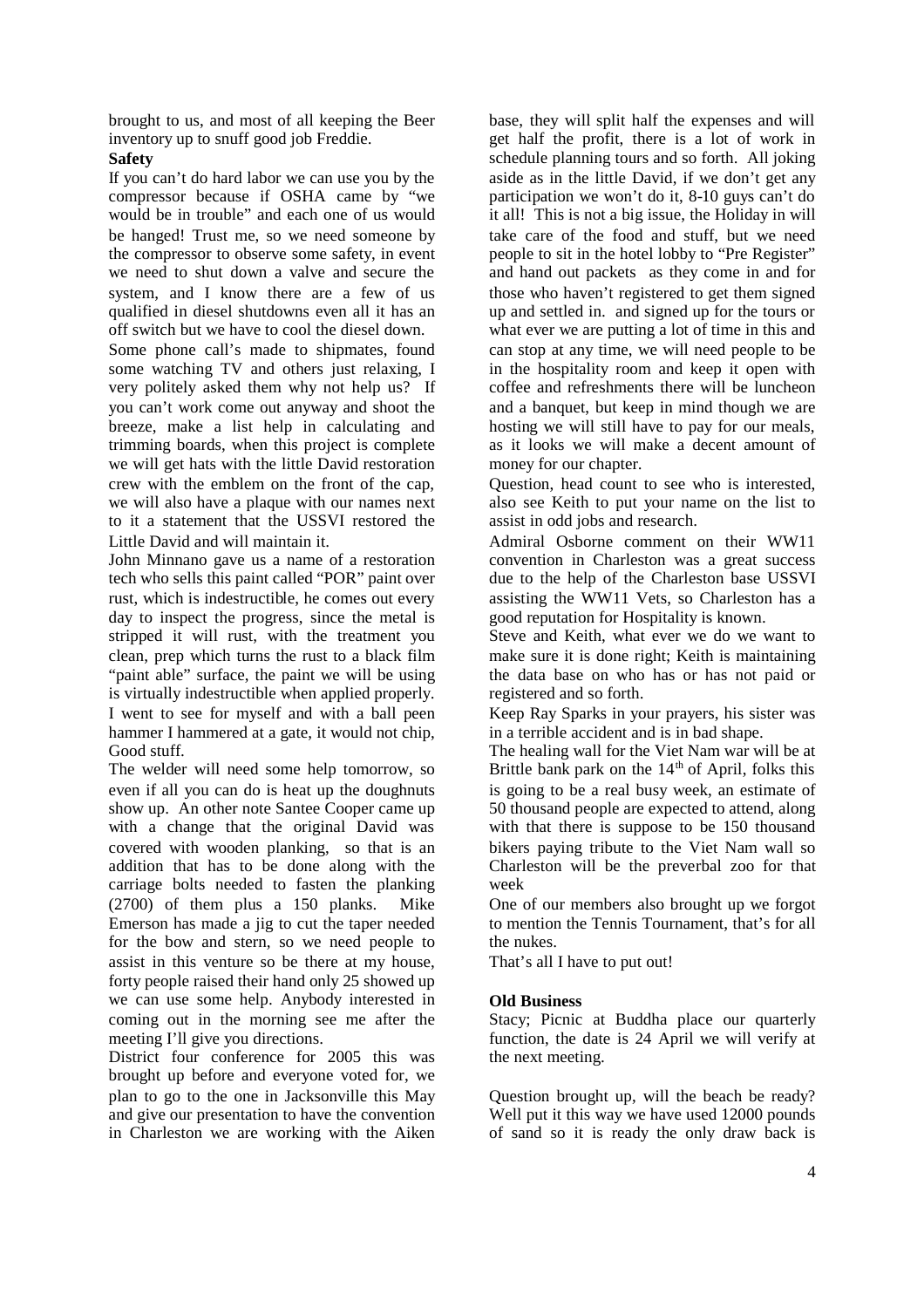brought to us, and most of all keeping the Beer inventory up to snuff good job Freddie.

**Safety**

If you can't do hard labor we can use you by the compressor because if OSHA came by "we would be in trouble" and each one of us would be hanged! Trust me, so we need someone by the compressor to observe some safety, in event we need to shut down a valve and secure the system, and I know there are a few of us qualified in diesel shutdowns even all it has an off switch but we have to cool the diesel down.

Some phone call's made to shipmates, found some watching TV and others just relaxing, I very politely asked them why not help us? If you can't work come out anyway and shoot the breeze, make a list help in calculating and trimming boards, when this project is complete we will get hats with the little David restoration crew with the emblem on the front of the cap, we will also have a plaque with our names next to it a statement that the USSVI restored the Little David and will maintain it.

John Minnano gave us a name of a restoration tech who sells this paint called "POR" paint over rust, which is indestructible, he comes out every day to inspect the progress, since the metal is stripped it will rust, with the treatment you clean, prep which turns the rust to a black film "paint able" surface, the paint we will be using is virtually indestructible when applied properly. I went to see for myself and with a ball peen hammer I hammered at a gate, it would not chip, Good stuff.

The welder will need some help tomorrow, so even if all you can do is heat up the doughnuts show up. An other note Santee Cooper came up with a change that the original David was covered with wooden planking, so that is an addition that has to be done along with the carriage bolts needed to fasten the planking (2700) of them plus a 150 planks. Mike Emerson has made a jig to cut the taper needed for the bow and stern, so we need people to assist in this venture so be there at my house, forty people raised their hand only 25 showed up we can use some help. Anybody interested in coming out in the morning see me after the meeting I'll give you directions.

District four conference for 2005 this was brought up before and everyone voted for, we plan to go to the one in Jacksonville this May and give our presentation to have the convention in Charleston we are working with the Aiken base, they will split half the expenses and will get half the profit, there is a lot of work in schedule planning tours and so forth. All joking aside as in the little David, if we don't get any participation we won't do it, 8-10 guys can't do it all! This is not a big issue, the Holiday in will take care of the food and stuff, but we need people to sit in the hotel lobby to "Pre Register" and hand out packets as they come in and for those who haven't registered to get them signed up and settled in. and signed up for the tours or what ever we are putting a lot of time in this and can stop at any time, we will need people to be in the hospitality room and keep it open with coffee and refreshments there will be luncheon and a banquet, but keep in mind though we are hosting we will still have to pay for our meals, as it looks we will make a decent amount of money for our chapter.

Question, head count to see who is interested, also see Keith to put your name on the list to assist in odd jobs and research.

Admiral Osborne comment on their WW11 convention in Charleston was a great success due to the help of the Charleston base USSVI assisting the WW11 Vets, so Charleston has a good reputation for Hospitality is known.

Steve and Keith, what ever we do we want to make sure it is done right; Keith is maintaining the data base on who has or has not paid or registered and so forth.

Keep Ray Sparks in your prayers, his sister was in a terrible accident and is in bad shape.

The healing wall for the Viet Nam war will be at Brittle bank park on the 14th of April, folks this is going to be a real busy week, an estimate of 50 thousand people are expected to attend, along with that there is suppose to be 150 thousand bikers paying tribute to the Viet Nam wall so Charleston will be the preverbal zoo for that week

One of our members also brought up we forgot to mention the Tennis Tournament, that's for all the nukes.

That's all I have to put out!

**Old Business**

Stacy; Picnic at Buddha place our quarterly function, the date is 24 April we will verify at the next meeting.

Question brought up, will the beach be ready? Well put it this way we have used 12000 pounds of sand so it is ready the only draw back is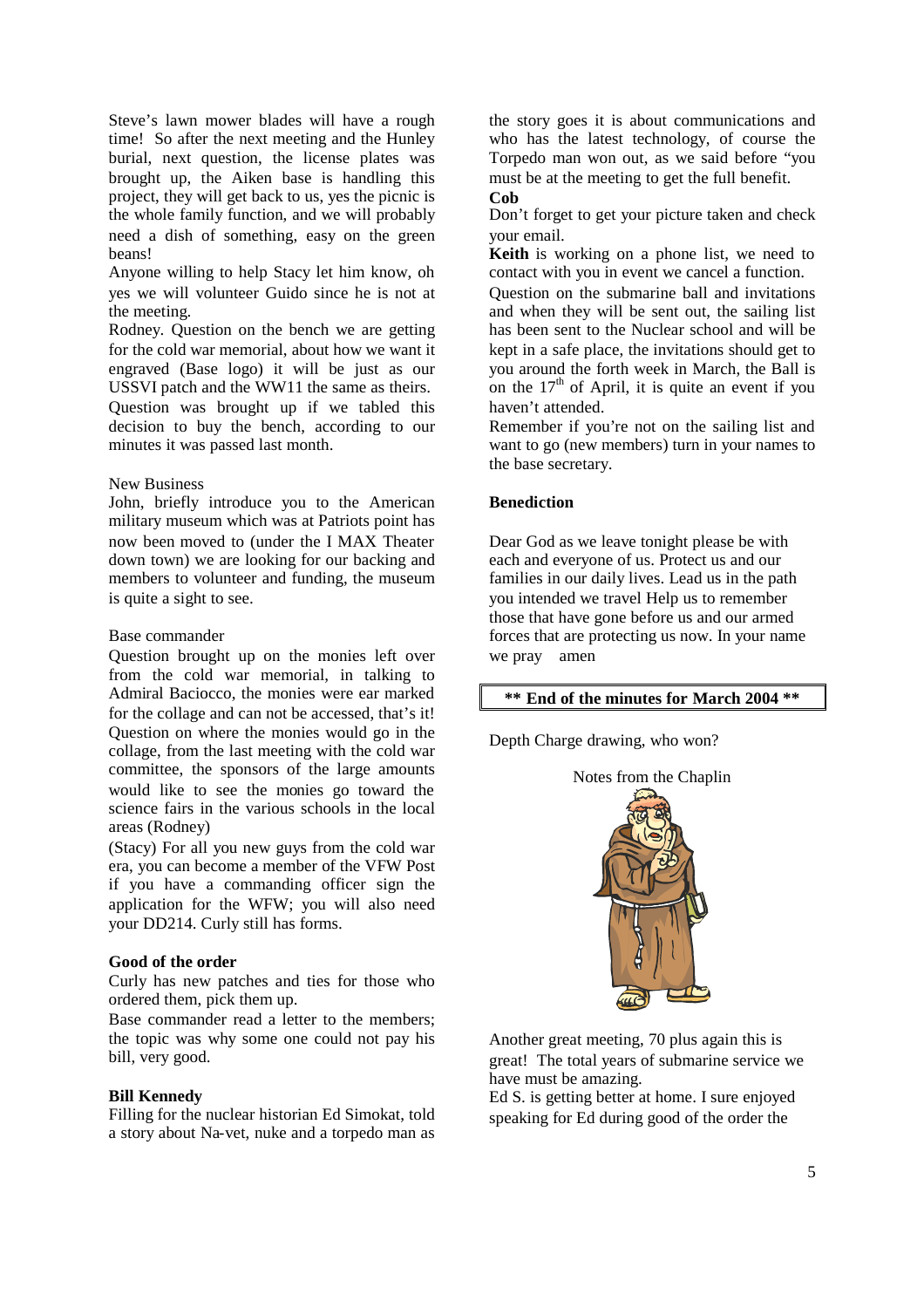Steve's lawn mower blades will have a rough time! So after the next meeting and the Hunley burial, next question, the license plates was brought up, the Aiken base is handling this project, they will get back to us, yes the picnic is the whole family function, and we will probably need a dish of something, easy on the green beans!

Anyone willing to help Stacy let him know, oh yes we will volunteer Guido since he is not at the meeting.

Rodney. Question on the bench we are getting for the cold war memorial, about how we want it engraved (Base logo) it will be just as our USSVI patch and the WW11 the same as theirs.

Question was brought up if we tabled this decision to buy the bench, according to our minutes it was passed last month.

New Business

John, briefly introduce you to the American military museum which was at Patriots point has now been moved to (under the I MAX Theater down town) we are looking for our backing and members to volunteer and funding, the museum is quite a sight to see.

Base commander

Question brought up on the monies left over from the cold war memorial, in talking to Admiral Baciocco, the monies were ear marked for the collage and can not be accessed, that's it! Question on where the monies would go in the collage, from the last meeting with the cold war committee, the sponsors of the large amounts would like to see the monies go toward the science fairs in the various schools in the local areas (Rodney)

(Stacy) For all you new guys from the cold war era, you can become a member of the VFW Post if you have a commanding officer sign the application for the WFW; you will also need your DD214. Curly still has forms.

**Good of the order**

Curly has new patches and ties for those who ordered them, pick them up.

Base commander read a letter to the members; the topic was why some one could not pay his bill, very good.

**Bill Kennedy**

Filling for the nuclear historian Ed Simokat, told a story about Na-vet, nuke and a torpedo man as the story goes it is about communications and who has the latest technology, of course the Torpedo man won out, as we said before "you must be at the meeting to get the full benefit.

**Cob**

Don't forget to get your picture taken and check your email.

**Keith** is working on a phone list, we need to contact with you in event we cancel a function.

Question on the submarine ball and invitations and when they will be sent out, the sailing list has been sent to the Nuclear school and will be kept in a safe place, the invitations should get to you around the forth week in March, the Ball is on the 17th of April, it is quite an event if you haven't attended.

Remember if you're not on the sailing list and want to go (new members) turn in your names to the base secretary.

**Benediction**

Dear God as we leave tonight please be with each and everyone of us. Protect us and our families in our daily lives. Lead us in the path you intended we travel Help us to remember those that have gone before us and our armed forces that are protecting us now. In your name we pray amen

**\*\* End of the minutes for March 2004 \*\***

Depth Charge drawing, who won?

Notes from the Chaplin

Another great meeting, 70 plus again this is great! The total years of submarine service we have must be amazing.

Ed S. is getting better at home. I sure enjoyed speaking for Ed during good of the order the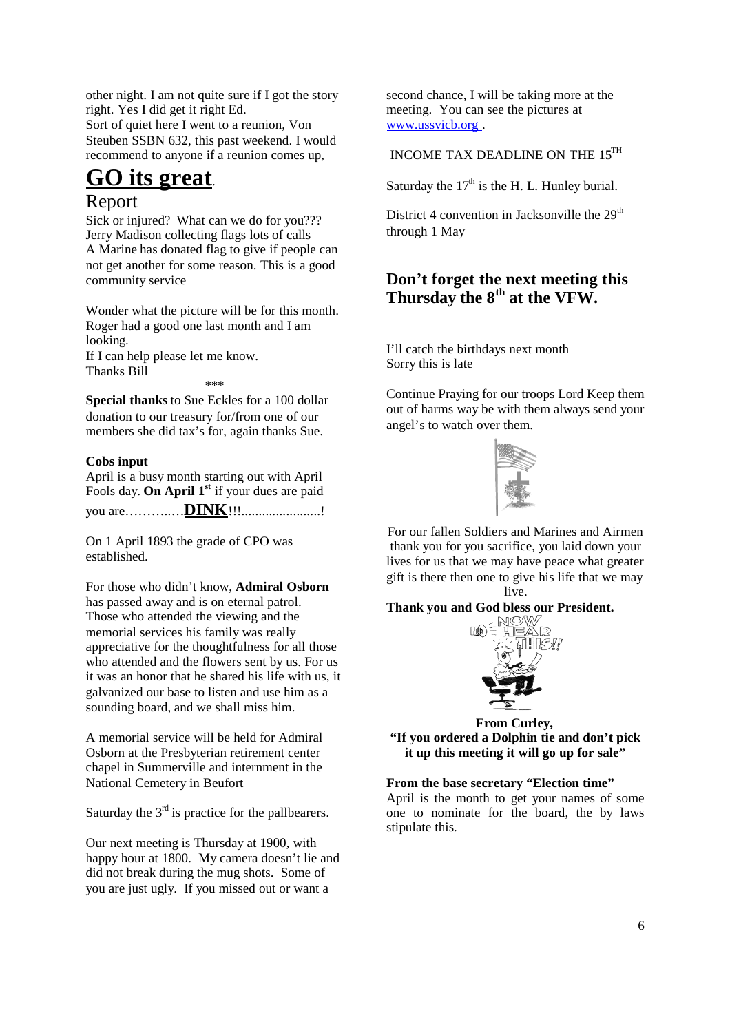other night. I am not quite sure if I got the story right. Yes I did get it right Ed.
Sort of quiet here I went to a reunion, Von Steuben SSBN 632, this past weekend. I would recommend to anyone if a reunion comes up,

# GO its great.

## Report

Sick or injured? What can we do for you???
Jerry Madison collecting flags lots of calls
A Marine has donated flag to give if people can not get another for some reason. This is a good community service

Wonder what the picture will be for this month. Roger had a good one last month and I am looking.
If I can help please let me know.
Thanks Bill

***

**Special thanks** to Sue Eckles for a 100 dollar donation to our treasury for/from one of our members she did tax's for, again thanks Sue.

**Cobs input**

April is a busy month starting out with April Fools day. **On April 1st** if your dues are paid you are………..…**DINK**!!!......................!

On 1 April 1893 the grade of CPO was established.

For those who didn't know, **Admiral Osborn** has passed away and is on eternal patrol. Those who attended the viewing and the memorial services his family was really appreciative for the thoughtfulness for all those who attended and the flowers sent by us. For us it was an honor that he shared his life with us, it galvanized our base to listen and use him as a sounding board, and we shall miss him.

A memorial service will be held for Admiral Osborn at the Presbyterian retirement center chapel in Summerville and internment in the National Cemetery in Beufort

Saturday the 3rd is practice for the pallbearers.

Our next meeting is Thursday at 1900, with happy hour at 1800. My camera doesn't lie and did not break during the mug shots. Some of you are just ugly. If you missed out or want a second chance, I will be taking more at the meeting. You can see the pictures at www.ussvicb.org .

INCOME TAX DEADLINE ON THE 15TH

Saturday the 17th is the H. L. Hunley burial.

District 4 convention in Jacksonville the 29th through 1 May

## Don't forget the next meeting this Thursday the 8th at the VFW.

I'll catch the birthdays next month
Sorry this is late

Continue Praying for our troops Lord Keep them out of harms way be with them always send your angel's to watch over them.

For our fallen Soldiers and Marines and Airmen thank you for you sacrifice, you laid down your lives for us that we may have peace what greater gift is there then one to give his life that we may live.

**Thank you and God bless our President.**

**From Curley,**
**"If you ordered a Dolphin tie and don't pick it up this meeting it will go up for sale"**

**From the base secretary "Election time"**
April is the month to get your names of some one to nominate for the board, the by laws stipulate this.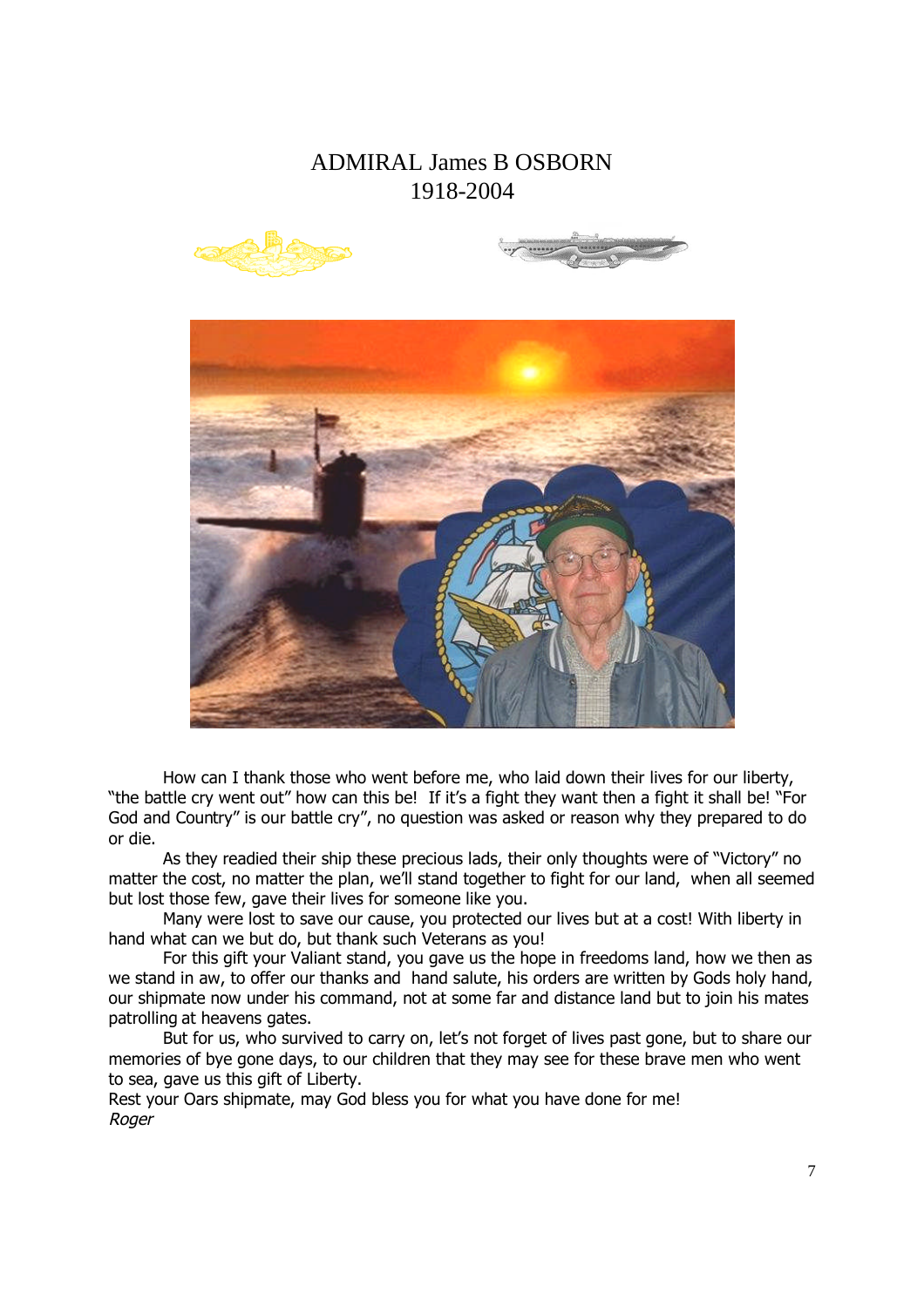# ADMIRAL James B OSBORN
# 1918-2004

How can I thank those who went before me, who laid down their lives for our liberty, "the battle cry went out" how can this be! If it's a fight they want then a fight it shall be! "For God and Country" is our battle cry", no question was asked or reason why they prepared to do or die.

As they readied their ship these precious lads, their only thoughts were of "Victory" no matter the cost, no matter the plan, we'll stand together to fight for our land, when all seemed but lost those few, gave their lives for someone like you.

Many were lost to save our cause, you protected our lives but at a cost! With liberty in hand what can we but do, but thank such Veterans as you!

For this gift your Valiant stand, you gave us the hope in freedoms land, how we then as we stand in aw, to offer our thanks and hand salute, his orders are written by Gods holy hand, our shipmate now under his command, not at some far and distance land but to join his mates patrolling at heavens gates.

But for us, who survived to carry on, let's not forget of lives past gone, but to share our memories of bye gone days, to our children that they may see for these brave men who went to sea, gave us this gift of Liberty.

Rest your Oars shipmate, may God bless you for what you have done for me!

*Roger*